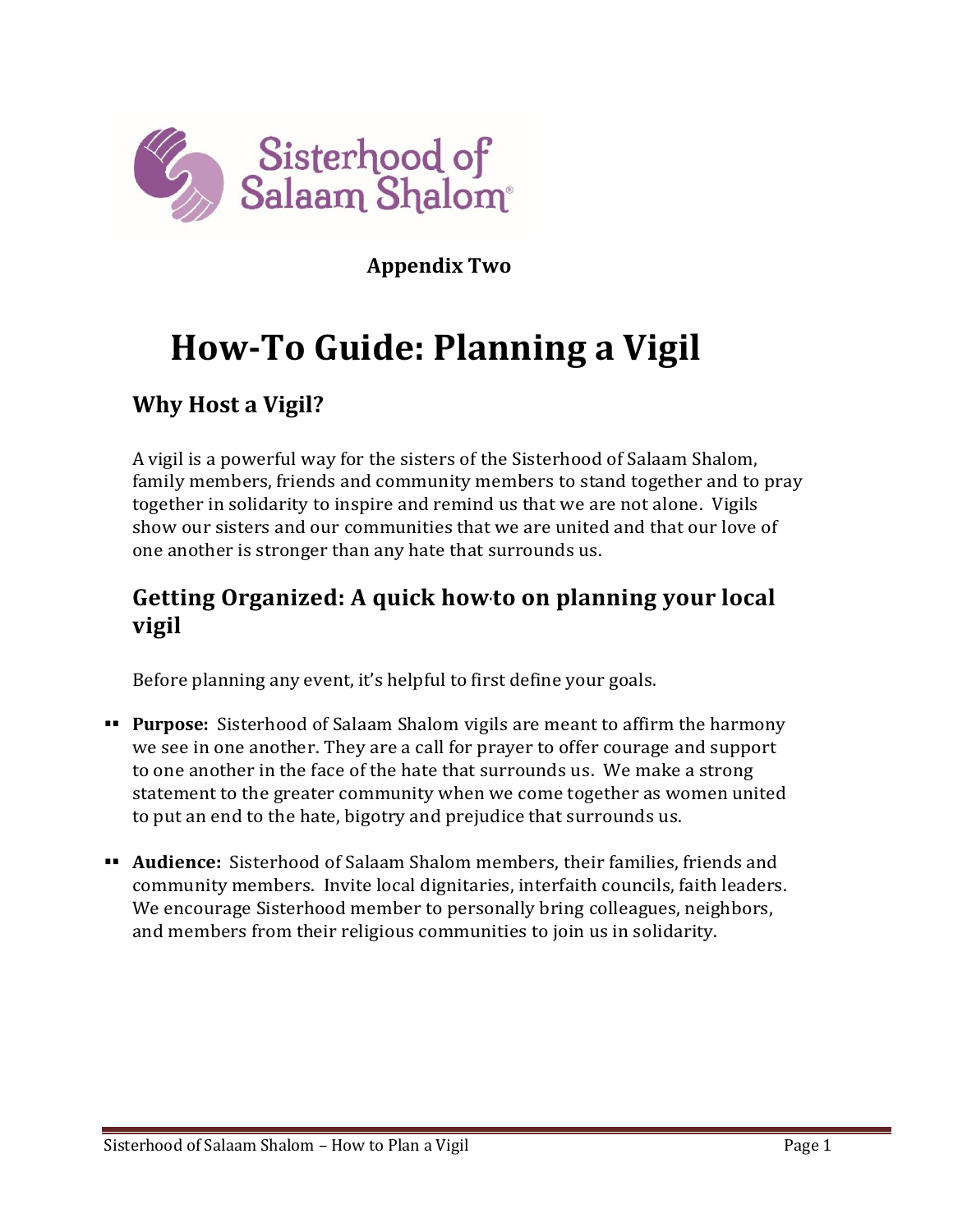Sisterhood of Salaam Shalom

**Appendix Two**

# How-To Guide: Planning a Vigil

## Why Host a Vigil?

A vigil is a powerful way for the sisters of the Sisterhood of Salaam Shalom, family members, friends and community members to stand together and to pray together in solidarity to inspire and remind us that we are not alone. Vigils show our sisters and our communities that we are united and that our love of one another is stronger than any hate that surrounds us.

## Getting Organized: A quick how-to on planning your local vigil

Before planning any event, it's helpful to first define your goals.

- **Purpose:** Sisterhood of Salaam Shalom vigils are meant to affirm the harmony we see in one another. They are a call for prayer to offer courage and support to one another in the face of the hate that surrounds us. We make a strong statement to the greater community when we come together as women united to put an end to the hate, bigotry and prejudice that surrounds us.
- **Audience:** Sisterhood of Salaam Shalom members, their families, friends and community members. Invite local dignitaries, interfaith councils, faith leaders. We encourage Sisterhood member to personally bring colleagues, neighbors, and members from their religious communities to join us in solidarity.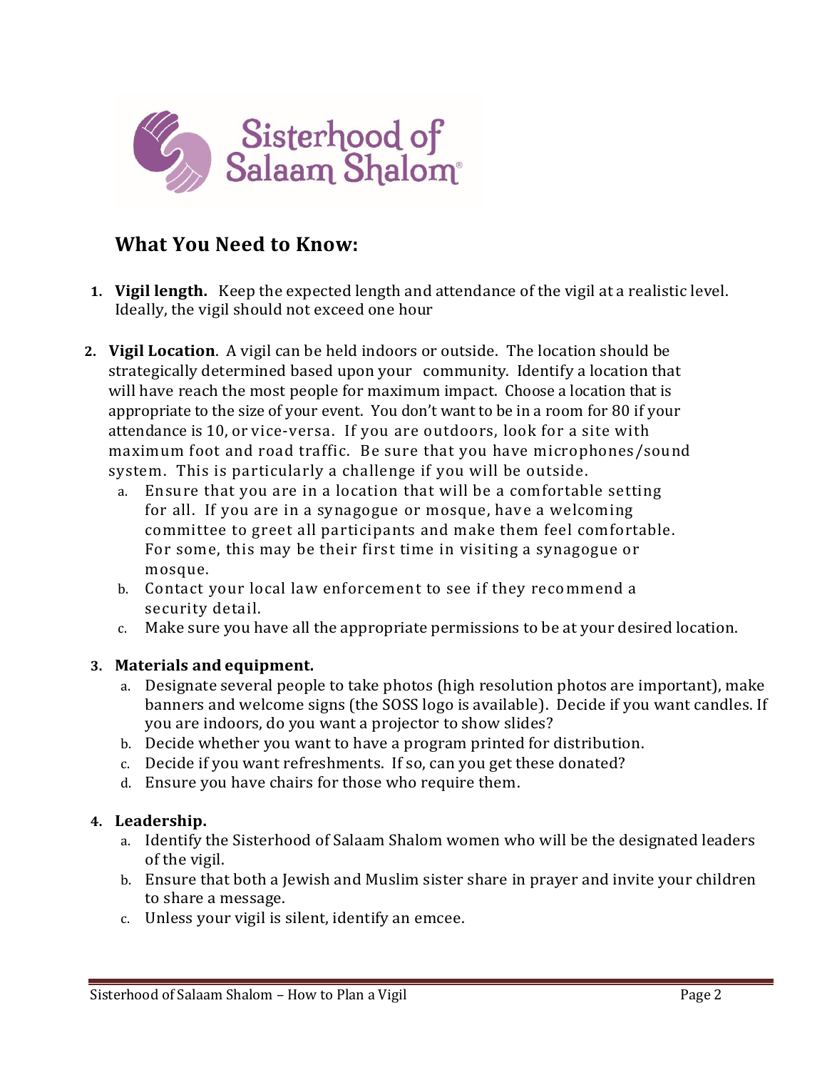## What You Need to Know:

1. **Vigil length.** Keep the expected length and attendance of the vigil at a realistic level. Ideally, the vigil should not exceed one hour

2. **Vigil Location**. A vigil can be held indoors or outside. The location should be strategically determined based upon your community. Identify a location that will have reach the most people for maximum impact. Choose a location that is appropriate to the size of your event. You don't want to be in a room for 80 if your attendance is 10, or vice-versa. If you are outdoors, look for a site with maximum foot and road traffic. Be sure that you have microphones/sound system. This is particularly a challenge if you will be outside.
   a. Ensure that you are in a location that will be a comfortable setting for all. If you are in a synagogue or mosque, have a welcoming committee to greet all participants and make them feel comfortable. For some, this may be their first time in visiting a synagogue or mosque.
   b. Contact your local law enforcement to see if they recommend a security detail.
   c. Make sure you have all the appropriate permissions to be at your desired location.

3. **Materials and equipment.**
   a. Designate several people to take photos (high resolution photos are important), make banners and welcome signs (the SOSS logo is available). Decide if you want candles. If you are indoors, do you want a projector to show slides?
   b. Decide whether you want to have a program printed for distribution.
   c. Decide if you want refreshments. If so, can you get these donated?
   d. Ensure you have chairs for those who require them.

4. **Leadership.**
   a. Identify the Sisterhood of Salaam Shalom women who will be the designated leaders of the vigil.
   b. Ensure that both a Jewish and Muslim sister share in prayer and invite your children to share a message.
   c. Unless your vigil is silent, identify an emcee.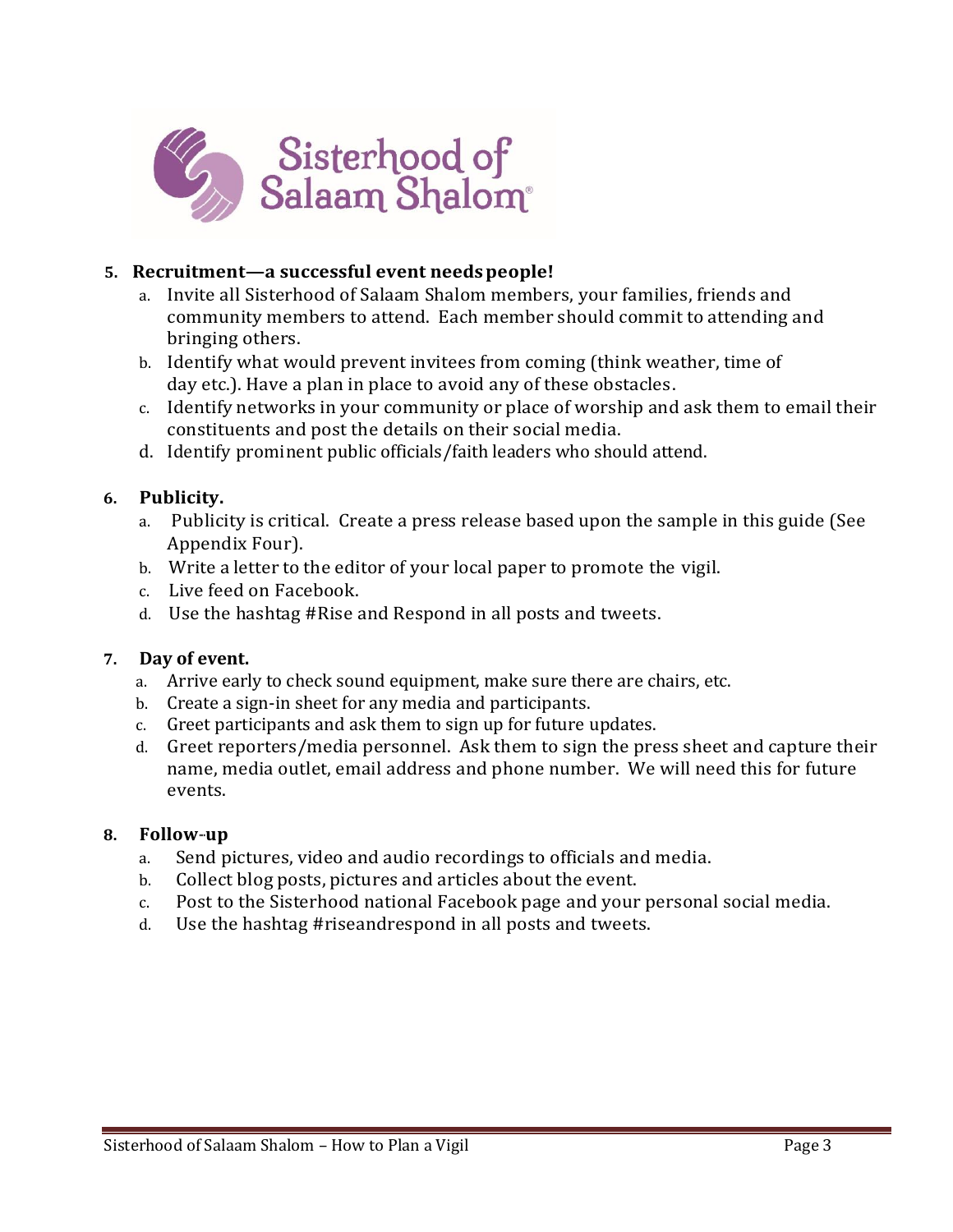5. **Recruitment—a successful event needs people!**
   a. Invite all Sisterhood of Salaam Shalom members, your families, friends and community members to attend. Each member should commit to attending and bringing others.
   b. Identify what would prevent invitees from coming (think weather, time of day etc.). Have a plan in place to avoid any of these obstacles.
   c. Identify networks in your community or place of worship and ask them to email their constituents and post the details on their social media.
   d. Identify prominent public officials/faith leaders who should attend.

6. **Publicity.**
   a. Publicity is critical. Create a press release based upon the sample in this guide (See Appendix Four).
   b. Write a letter to the editor of your local paper to promote the vigil.
   c. Live feed on Facebook.
   d. Use the hashtag #Rise and Respond in all posts and tweets.

7. **Day of event.**
   a. Arrive early to check sound equipment, make sure there are chairs, etc.
   b. Create a sign-in sheet for any media and participants.
   c. Greet participants and ask them to sign up for future updates.
   d. Greet reporters/media personnel. Ask them to sign the press sheet and capture their name, media outlet, email address and phone number. We will need this for future events.

8. **Follow-up**
   a. Send pictures, video and audio recordings to officials and media.
   b. Collect blog posts, pictures and articles about the event.
   c. Post to the Sisterhood national Facebook page and your personal social media.
   d. Use the hashtag #riseandrespond in all posts and tweets.